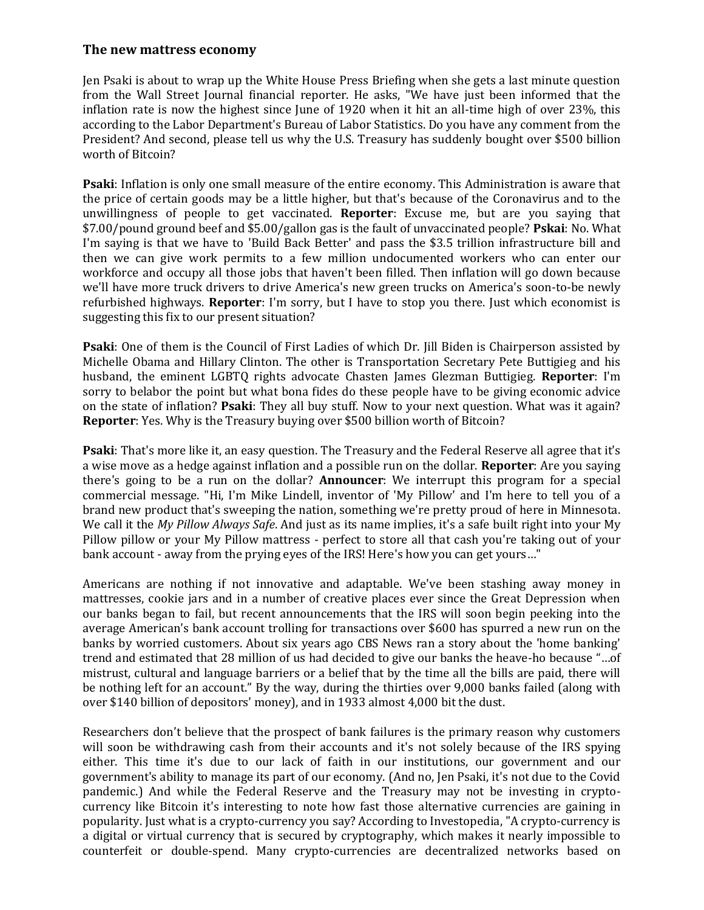### The new mattress economy

Jen Psaki is about to wrap up the White House Press Briefing when she gets a last minute question from the Wall Street Journal financial reporter. He asks, "We have just been informed that the inflation rate is now the highest since June of 1920 when it hit an all-time high of over 23%, this according to the Labor Department's Bureau of Labor Statistics. Do you have any comment from the President? And second, please tell us why the U.S. Treasury has suddenly bought over $500 billion worth of Bitcoin?

**Psaki**: Inflation is only one small measure of the entire economy. This Administration is aware that the price of certain goods may be a little higher, but that's because of the Coronavirus and to the unwillingness of people to get vaccinated. **Reporter**: Excuse me, but are you saying that $7.00/pound ground beef and $5.00/gallon gas is the fault of unvaccinated people? **Pskai**: No. What I'm saying is that we have to 'Build Back Better' and pass the $3.5 trillion infrastructure bill and then we can give work permits to a few million undocumented workers who can enter our workforce and occupy all those jobs that haven't been filled. Then inflation will go down because we'll have more truck drivers to drive America's new green trucks on America's soon-to-be newly refurbished highways. **Reporter**: I'm sorry, but I have to stop you there. Just which economist is suggesting this fix to our present situation?

**Psaki**: One of them is the Council of First Ladies of which Dr. Jill Biden is Chairperson assisted by Michelle Obama and Hillary Clinton. The other is Transportation Secretary Pete Buttigieg and his husband, the eminent LGBTQ rights advocate Chasten James Glezman Buttigieg. **Reporter**: I'm sorry to belabor the point but what bona fides do these people have to be giving economic advice on the state of inflation? **Psaki**: They all buy stuff. Now to your next question. What was it again? **Reporter**: Yes. Why is the Treasury buying over $500 billion worth of Bitcoin?

**Psaki**: That's more like it, an easy question. The Treasury and the Federal Reserve all agree that it's a wise move as a hedge against inflation and a possible run on the dollar. **Reporter**: Are you saying there's going to be a run on the dollar? **Announcer**: We interrupt this program for a special commercial message. "Hi, I'm Mike Lindell, inventor of 'My Pillow' and I'm here to tell you of a brand new product that's sweeping the nation, something we're pretty proud of here in Minnesota. We call it the *My Pillow Always Safe*. And just as its name implies, it's a safe built right into your My Pillow pillow or your My Pillow mattress - perfect to store all that cash you're taking out of your bank account - away from the prying eyes of the IRS! Here's how you can get yours…"

Americans are nothing if not innovative and adaptable. We've been stashing away money in mattresses, cookie jars and in a number of creative places ever since the Great Depression when our banks began to fail, but recent announcements that the IRS will soon begin peeking into the average American's bank account trolling for transactions over $600 has spurred a new run on the banks by worried customers. About six years ago CBS News ran a story about the 'home banking' trend and estimated that 28 million of us had decided to give our banks the heave-ho because "…of mistrust, cultural and language barriers or a belief that by the time all the bills are paid, there will be nothing left for an account." By the way, during the thirties over 9,000 banks failed (along with over $140 billion of depositors' money), and in 1933 almost 4,000 bit the dust.

Researchers don't believe that the prospect of bank failures is the primary reason why customers will soon be withdrawing cash from their accounts and it's not solely because of the IRS spying either. This time it's due to our lack of faith in our institutions, our government and our government's ability to manage its part of our economy. (And no, Jen Psaki, it's not due to the Covid pandemic.) And while the Federal Reserve and the Treasury may not be investing in crypto-currency like Bitcoin it's interesting to note how fast those alternative currencies are gaining in popularity. Just what is a crypto-currency you say? According to Investopedia, "A crypto-currency is a digital or virtual currency that is secured by cryptography, which makes it nearly impossible to counterfeit or double-spend. Many crypto-currencies are decentralized networks based on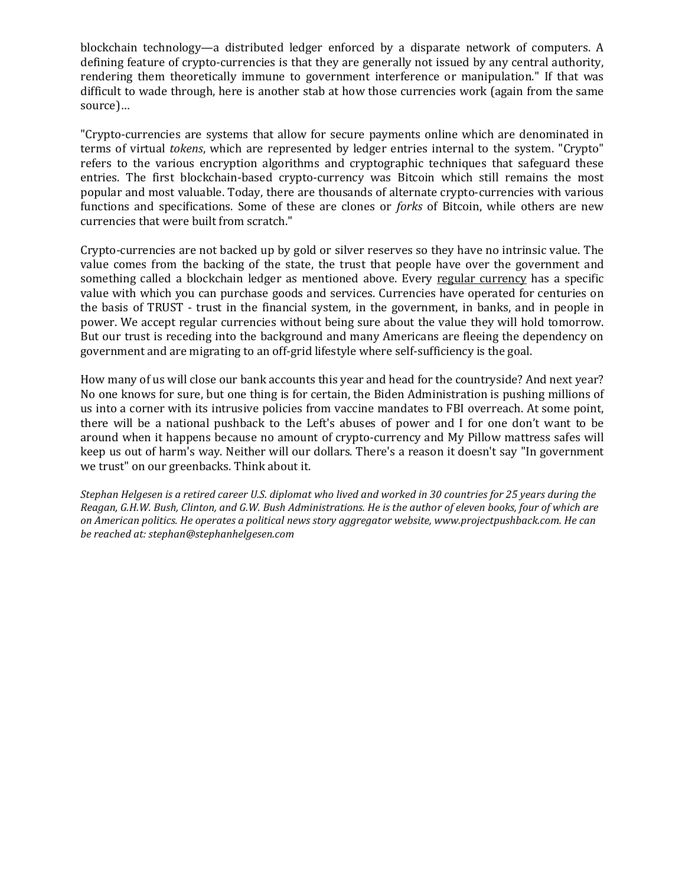blockchain technology—a distributed ledger enforced by a disparate network of computers. A defining feature of crypto-currencies is that they are generally not issued by any central authority, rendering them theoretically immune to government interference or manipulation." If that was difficult to wade through, here is another stab at how those currencies work (again from the same source)…

"Crypto-currencies are systems that allow for secure payments online which are denominated in terms of virtual *tokens*, which are represented by ledger entries internal to the system. "Crypto" refers to the various encryption algorithms and cryptographic techniques that safeguard these entries. The first blockchain-based crypto-currency was Bitcoin which still remains the most popular and most valuable. Today, there are thousands of alternate crypto-currencies with various functions and specifications. Some of these are clones or *forks* of Bitcoin, while others are new currencies that were built from scratch."

Crypto-currencies are not backed up by gold or silver reserves so they have no intrinsic value. The value comes from the backing of the state, the trust that people have over the government and something called a blockchain ledger as mentioned above. Every regular currency has a specific value with which you can purchase goods and services. Currencies have operated for centuries on the basis of TRUST - trust in the financial system, in the government, in banks, and in people in power. We accept regular currencies without being sure about the value they will hold tomorrow. But our trust is receding into the background and many Americans are fleeing the dependency on government and are migrating to an off-grid lifestyle where self-sufficiency is the goal.

How many of us will close our bank accounts this year and head for the countryside? And next year? No one knows for sure, but one thing is for certain, the Biden Administration is pushing millions of us into a corner with its intrusive policies from vaccine mandates to FBI overreach. At some point, there will be a national pushback to the Left's abuses of power and I for one don't want to be around when it happens because no amount of crypto-currency and My Pillow mattress safes will keep us out of harm's way. Neither will our dollars. There's a reason it doesn't say "In government we trust" on our greenbacks. Think about it.

*Stephan Helgesen is a retired career U.S. diplomat who lived and worked in 30 countries for 25 years during the Reagan, G.H.W. Bush, Clinton, and G.W. Bush Administrations. He is the author of eleven books, four of which are on American politics. He operates a political news story aggregator website, www.projectpushback.com. He can be reached at: stephan@stephanhelgesen.com*